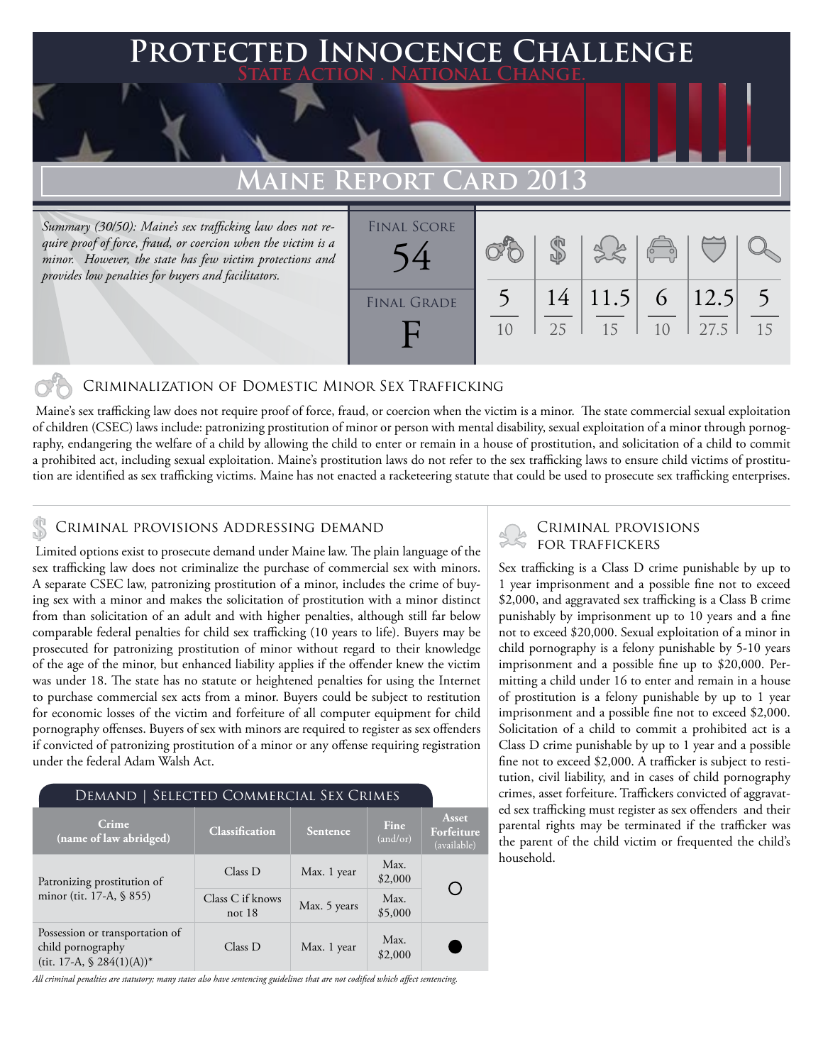# Protected Innocence Challenge

State Action . National Change.

## Maine Report Card 2013

*Summary (30/50): Maine's sex trafficking law does not require proof of force, fraud, or coercion when the victim is a minor. However, the state has few victim protections and provides low penalties for buyers and facilitators.*

Final Score: 54

Final Grade: F

| Criminalization of DMST | Criminal Provisions Addressing Demand | Criminal Provisions for Traffickers | Criminal Provisions for Facilitators | Protective Provisions for the Child Victims | Criminal Justice Tools for Investigation and Prosecutions |
|---|---|---|---|---|---|
| 5/10 | 14/25 | 11.5/15 | 6/10 | 12.5/27.5 | 5/15 |

### Criminalization of Domestic Minor Sex Trafficking

Maine's sex trafficking law does not require proof of force, fraud, or coercion when the victim is a minor. The state commercial sexual exploitation of children (CSEC) laws include: patronizing prostitution of minor or person with mental disability, sexual exploitation of a minor through pornography, endangering the welfare of a child by allowing the child to enter or remain in a house of prostitution, and solicitation of a child to commit a prohibited act, including sexual exploitation. Maine's prostitution laws do not refer to the sex trafficking laws to ensure child victims of prostitution are identified as sex trafficking victims. Maine has not enacted a racketeering statute that could be used to prosecute sex trafficking enterprises.

### Criminal provisions Addressing demand

Limited options exist to prosecute demand under Maine law. The plain language of the sex trafficking law does not criminalize the purchase of commercial sex with minors. A separate CSEC law, patronizing prostitution of a minor, includes the crime of buying sex with a minor and makes the solicitation of prostitution with a minor distinct from than solicitation of an adult and with higher penalties, although still far below comparable federal penalties for child sex trafficking (10 years to life). Buyers may be prosecuted for patronizing prostitution of minor without regard to their knowledge of the age of the minor, but enhanced liability applies if the offender knew the victim was under 18. The state has no statute or heightened penalties for using the Internet to purchase commercial sex acts from a minor. Buyers could be subject to restitution for economic losses of the victim and forfeiture of all computer equipment for child pornography offenses. Buyers of sex with minors are required to register as sex offenders if convicted of patronizing prostitution of a minor or any offense requiring registration under the federal Adam Walsh Act.

**Demand | Selected Commercial Sex Crimes**

| Crime (name of law abridged) | Classification | Sentence | Fine (and/or) | Asset Forfeiture (available) |
|---|---|---|---|---|
| Patronizing prostitution of minor (tit. 17-A, § 855) | Class D | Max. 1 year | Max. $2,000 | ○ |
| | Class C if knows not 18 | Max. 5 years | Max. $5,000 | |
| Possession or transportation of child pornography (tit. 17-A, § 284(1)(A))* | Class D | Max. 1 year | Max. $2,000 | ● |

*All criminal penalties are statutory; many states also have sentencing guidelines that are not codified which affect sentencing.*

### Criminal provisions for traffickers

Sex trafficking is a Class D crime punishable by up to 1 year imprisonment and a possible fine not to exceed $2,000, and aggravated sex trafficking is a Class B crime punishably by imprisonment up to 10 years and a fine not to exceed $20,000. Sexual exploitation of a minor in child pornography is a felony punishable by 5-10 years imprisonment and a possible fine up to $20,000. Permitting a child under 16 to enter and remain in a house of prostitution is a felony punishable by up to 1 year imprisonment and a possible fine not to exceed $2,000. Solicitation of a child to commit a prohibited act is a Class D crime punishable by up to 1 year and a possible fine not to exceed $2,000. A trafficker is subject to restitution, civil liability, and in cases of child pornography crimes, asset forfeiture. Traffickers convicted of aggravated sex trafficking must register as sex offenders and their parental rights may be terminated if the trafficker was the parent of the child victim or frequented the child's household.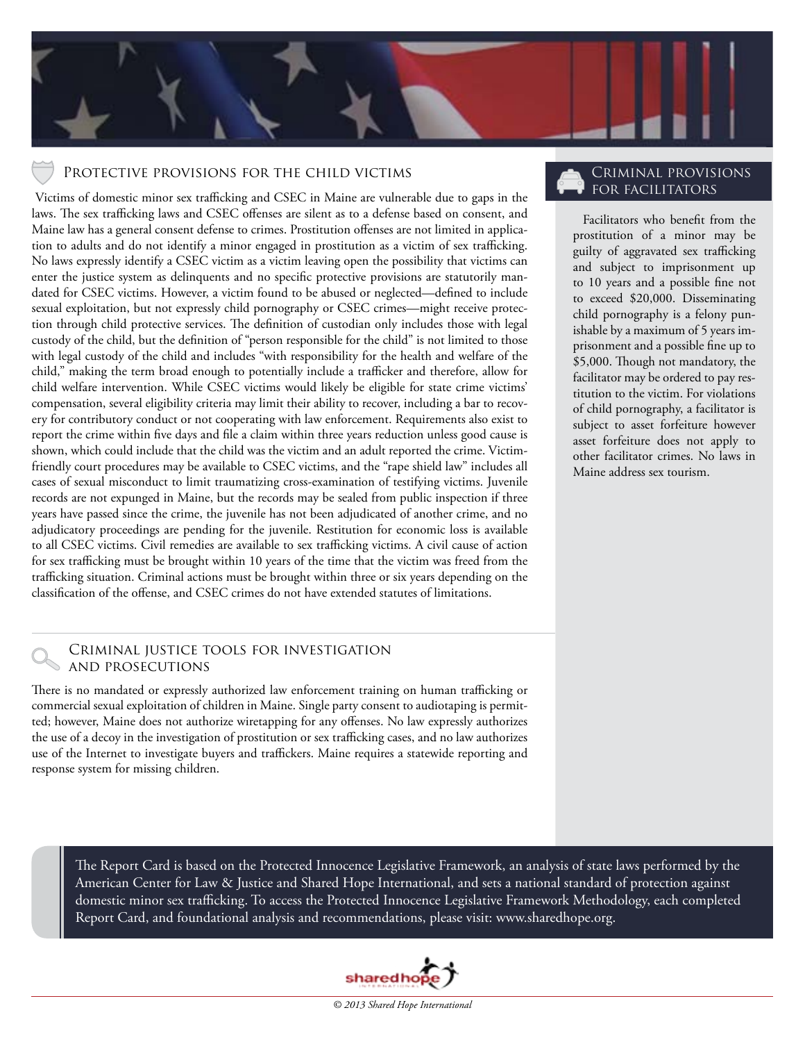## Protective provisions for the child victims

Victims of domestic minor sex trafficking and CSEC in Maine are vulnerable due to gaps in the laws. The sex trafficking laws and CSEC offenses are silent as to a defense based on consent, and Maine law has a general consent defense to crimes. Prostitution offenses are not limited in application to adults and do not identify a minor engaged in prostitution as a victim of sex trafficking. No laws expressly identify a CSEC victim as a victim leaving open the possibility that victims can enter the justice system as delinquents and no specific protective provisions are statutorily mandated for CSEC victims. However, a victim found to be abused or neglected—defined to include sexual exploitation, but not expressly child pornography or CSEC crimes—might receive protection through child protective services. The definition of custodian only includes those with legal custody of the child, but the definition of "person responsible for the child" is not limited to those with legal custody of the child and includes "with responsibility for the health and welfare of the child," making the term broad enough to potentially include a trafficker and therefore, allow for child welfare intervention. While CSEC victims would likely be eligible for state crime victims' compensation, several eligibility criteria may limit their ability to recover, including a bar to recovery for contributory conduct or not cooperating with law enforcement. Requirements also exist to report the crime within five days and file a claim within three years reduction unless good cause is shown, which could include that the child was the victim and an adult reported the crime. Victim-friendly court procedures may be available to CSEC victims, and the "rape shield law" includes all cases of sexual misconduct to limit traumatizing cross-examination of testifying victims. Juvenile records are not expunged in Maine, but the records may be sealed from public inspection if three years have passed since the crime, the juvenile has not been adjudicated of another crime, and no adjudicatory proceedings are pending for the juvenile. Restitution for economic loss is available to all CSEC victims. Civil remedies are available to sex trafficking victims. A civil cause of action for sex trafficking must be brought within 10 years of the time that the victim was freed from the trafficking situation. Criminal actions must be brought within three or six years depending on the classification of the offense, and CSEC crimes do not have extended statutes of limitations.

## Criminal justice tools for investigation and prosecutions

There is no mandated or expressly authorized law enforcement training on human trafficking or commercial sexual exploitation of children in Maine. Single party consent to audiotaping is permitted; however, Maine does not authorize wiretapping for any offenses. No law expressly authorizes the use of a decoy in the investigation of prostitution or sex trafficking cases, and no law authorizes use of the Internet to investigate buyers and traffickers. Maine requires a statewide reporting and response system for missing children.

## Criminal provisions for facilitators

Facilitators who benefit from the prostitution of a minor may be guilty of aggravated sex trafficking and subject to imprisonment up to 10 years and a possible fine not to exceed $20,000. Disseminating child pornography is a felony punishable by a maximum of 5 years imprisonment and a possible fine up to $5,000. Though not mandatory, the facilitator may be ordered to pay restitution to the victim. For violations of child pornography, a facilitator is subject to asset forfeiture however asset forfeiture does not apply to other facilitator crimes. No laws in Maine address sex tourism.

The Report Card is based on the Protected Innocence Legislative Framework, an analysis of state laws performed by the American Center for Law & Justice and Shared Hope International, and sets a national standard of protection against domestic minor sex trafficking. To access the Protected Innocence Legislative Framework Methodology, each completed Report Card, and foundational analysis and recommendations, please visit: www.sharedhope.org.

*© 2013 Shared Hope International*